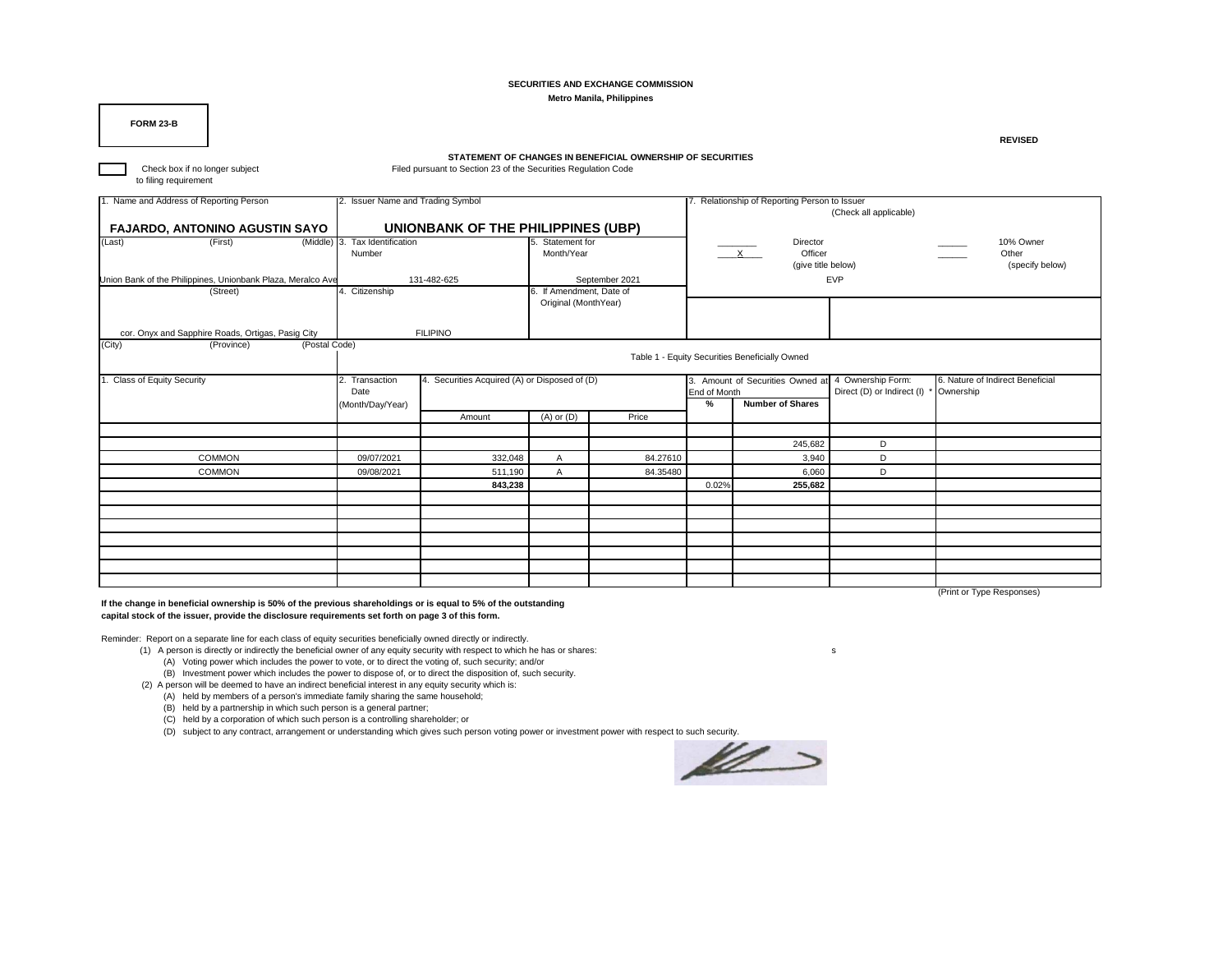**SECURITIES AND EXCHANGE COMMISSION**

**Metro Manila, Philippines**

**FORM 23-B**

**REVISED**

**STATEMENT OF CHANGES IN BENEFICIAL OWNERSHIP OF SECURITIES**

Filed pursuant to Section 23 of the Securities Regulation Code

☐ Check box if no longer subject to filing requirement

| 1. Name and Address of Reporting Person | 2. Issuer Name and Trading Symbol | | 7. Relationship of Reporting Person to Issuer (Check all applicable) |
|---|---|---|---|
| **FAJARDO, ANTONINO AGUSTIN SAYO** | **UNIONBANK OF THE PHILIPPINES (UBP)** | | |
| (Last) (First) (Middle) | 3. Tax Identification Number | 5. Statement for Month/Year | ____ Director ____ 10% Owner |
| Union Bank of the Philippines, Unionbank Plaza, Meralco Ave | 131-482-625 | September 2021 | \_X\_ Officer (give title below) ____ Other (specify below) |
| (Street) | 4. Citizenship | 6. If Amendment, Date of Original (MonthYear) | EVP |
| cor. Onyx and Sapphire Roads, Ortigas, Pasig City | FILIPINO | | |
| (City) (Province) (Postal Code) | | | |

**Table 1 - Equity Securities Beneficially Owned**

| 1. Class of Equity Security | 2. Transaction Date (Month/Day/Year) | 4. Securities Acquired (A) or Disposed of (D) | | | 3. Amount of Securities Owned at End of Month | | 4 Ownership Form: Direct (D) or Indirect (I) * | 6. Nature of Indirect Beneficial Ownership |
|---|---|---|---|---|---|---|---|---|
| | | Amount | (A) or (D) | Price | % | Number of Shares | | |
| | | | | | | | | |
| | | | | | | 245,682 | D | |
| COMMON | 09/07/2021 | 332,048 | A | 84.27610 | | 3,940 | D | |
| COMMON | 09/08/2021 | 511,190 | A | 84.35480 | | 6,060 | D | |
| | | **843,238** | | | 0.02% | **255,682** | | |

(Print or Type Responses)

**If the change in beneficial ownership is 50% of the previous shareholdings or is equal to 5% of the outstanding capital stock of the issuer, provide the disclosure requirements set forth on page 3 of this form.**

Reminder: Report on a separate line for each class of equity securities beneficially owned directly or indirectly.

(1) A person is directly or indirectly the beneficial owner of any equity security with respect to which he has or shares:

(A) Voting power which includes the power to vote, or to direct the voting of, such security; and/or

(B) Investment power which includes the power to dispose of, or to direct the disposition of, such security.

(2) A person will be deemed to have an indirect beneficial interest in any equity security which is:

(A) held by members of a person's immediate family sharing the same household;

(B) held by a partnership in which such person is a general partner;

(C) held by a corporation of which such person is a controlling shareholder; or

(D) subject to any contract, arrangement or understanding which gives such person voting power or investment power with respect to such security.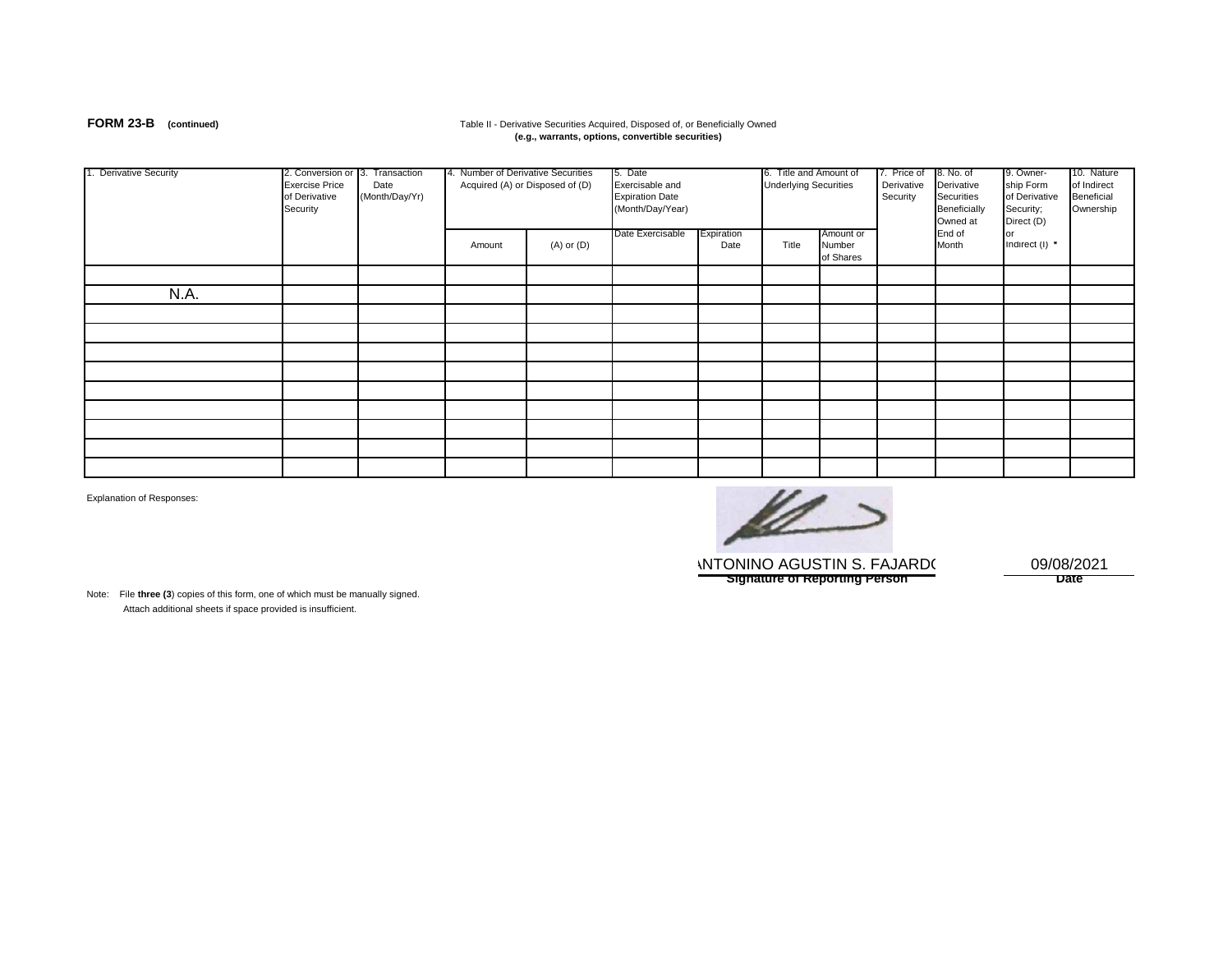**FORM 23-B** **(continued)**

Table II - Derivative Securities Acquired, Disposed of, or Beneficially Owned
**(e.g., warrants, options, convertible securities)**

| 1. Derivative Security | 2. Conversion or Exercise Price of Derivative Security | 3. Transaction Date (Month/Day/Yr) | 4. Number of Derivative Securities Acquired (A) or Disposed of (D) | | 5. Date Exercisable and Expiration Date (Month/Day/Year) | | 6. Title and Amount of Underlying Securities | | 7. Price of Derivative Security | 8. No. of Derivative Securities Beneficially Owned at End of Month | 9. Owner-ship Form of Derivative Security; Direct (D) or Indirect (I) * | 10. Nature of Indirect Beneficial Ownership |
|---|---|---|---|---|---|---|---|---|---|---|---|---|
| | | | Amount | (A) or (D) | Date Exercisable | Expiration Date | Title | Amount or Number of Shares | | | | |
| | | | | | | | | | | | | |
| N.A. | | | | | | | | | | | | |
| | | | | | | | | | | | | |
| | | | | | | | | | | | | |
| | | | | | | | | | | | | |
| | | | | | | | | | | | | |
| | | | | | | | | | | | | |
| | | | | | | | | | | | | |
| | | | | | | | | | | | | |
| | | | | | | | | | | | | |
| | | | | | | | | | | | | |

Explanation of Responses:

ANTONINO AGUSTIN S. FAJARDO
**Signature of Reporting Person**

09/08/2021
**Date**

Note: File **three (3**) copies of this form, one of which must be manually signed.
Attach additional sheets if space provided is insufficient.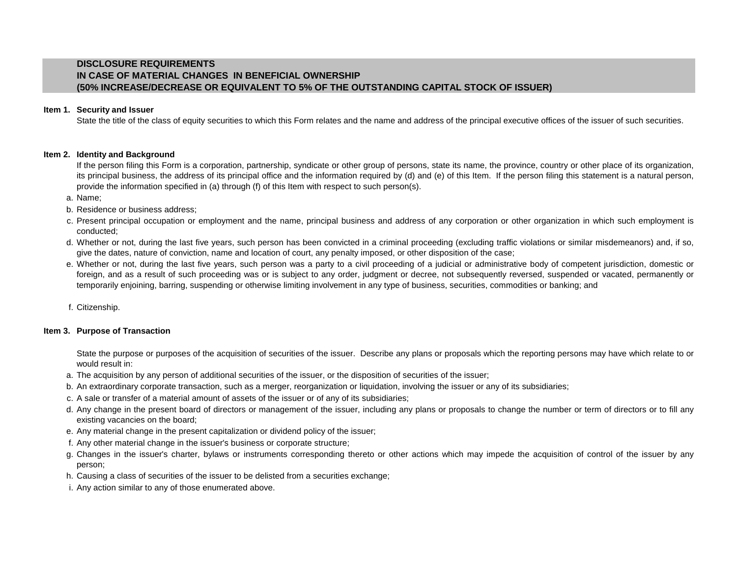**DISCLOSURE REQUIREMENTS**
**IN CASE OF MATERIAL CHANGES IN BENEFICIAL OWNERSHIP**
**(50% INCREASE/DECREASE OR EQUIVALENT TO 5% OF THE OUTSTANDING CAPITAL STOCK OF ISSUER)**

**Item 1. Security and Issuer**

State the title of the class of equity securities to which this Form relates and the name and address of the principal executive offices of the issuer of such securities.

**Item 2. Identity and Background**

If the person filing this Form is a corporation, partnership, syndicate or other group of persons, state its name, the province, country or other place of its organization, its principal business, the address of its principal office and the information required by (d) and (e) of this Item. If the person filing this statement is a natural person, provide the information specified in (a) through (f) of this Item with respect to such person(s).

a. Name;
b. Residence or business address;
c. Present principal occupation or employment and the name, principal business and address of any corporation or other organization in which such employment is conducted;
d. Whether or not, during the last five years, such person has been convicted in a criminal proceeding (excluding traffic violations or similar misdemeanors) and, if so, give the dates, nature of conviction, name and location of court, any penalty imposed, or other disposition of the case;
e. Whether or not, during the last five years, such person was a party to a civil proceeding of a judicial or administrative body of competent jurisdiction, domestic or foreign, and as a result of such proceeding was or is subject to any order, judgment or decree, not subsequently reversed, suspended or vacated, permanently or temporarily enjoining, barring, suspending or otherwise limiting involvement in any type of business, securities, commodities or banking; and
f. Citizenship.

**Item 3. Purpose of Transaction**

State the purpose or purposes of the acquisition of securities of the issuer. Describe any plans or proposals which the reporting persons may have which relate to or would result in:

a. The acquisition by any person of additional securities of the issuer, or the disposition of securities of the issuer;
b. An extraordinary corporate transaction, such as a merger, reorganization or liquidation, involving the issuer or any of its subsidiaries;
c. A sale or transfer of a material amount of assets of the issuer or of any of its subsidiaries;
d. Any change in the present board of directors or management of the issuer, including any plans or proposals to change the number or term of directors or to fill any existing vacancies on the board;
e. Any material change in the present capitalization or dividend policy of the issuer;
f. Any other material change in the issuer's business or corporate structure;
g. Changes in the issuer's charter, bylaws or instruments corresponding thereto or other actions which may impede the acquisition of control of the issuer by any person;
h. Causing a class of securities of the issuer to be delisted from a securities exchange;
i. Any action similar to any of those enumerated above.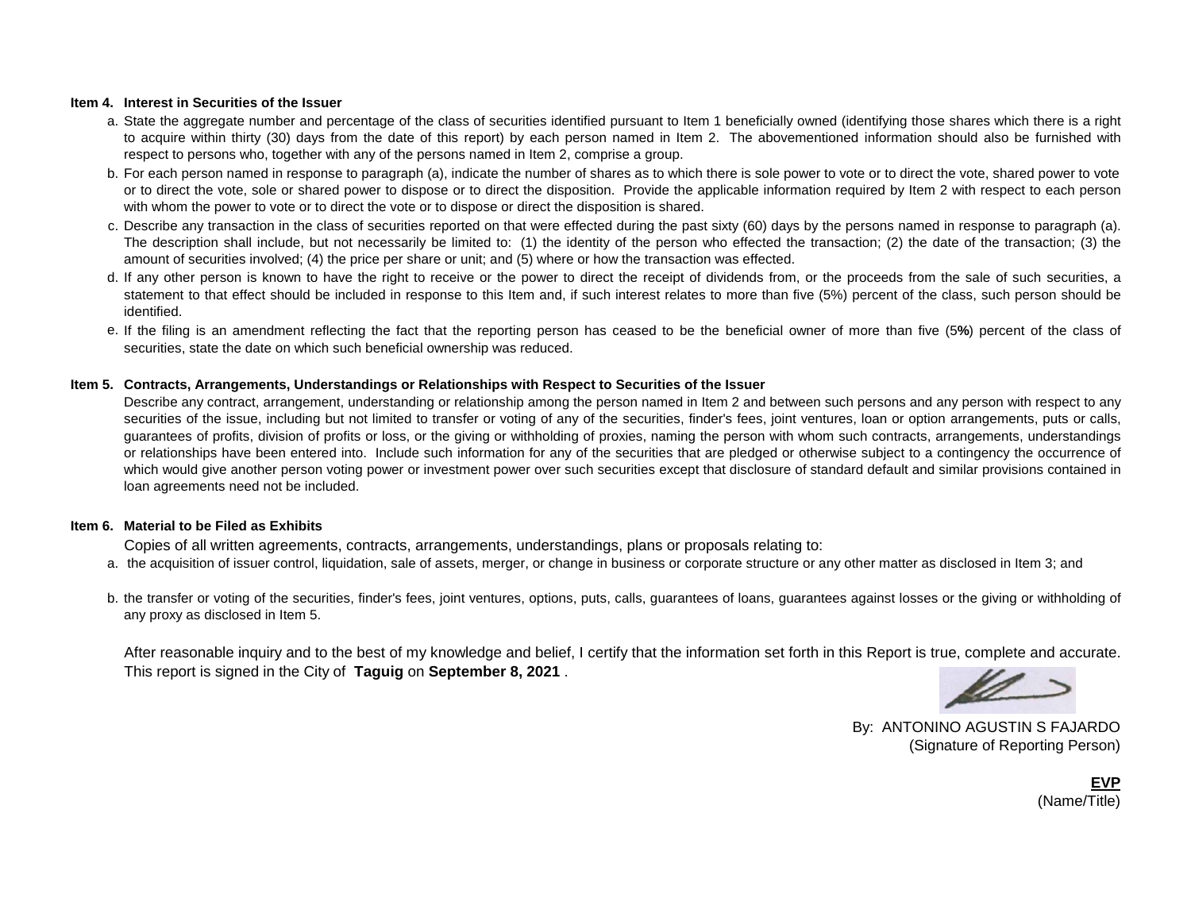**Item 4. Interest in Securities of the Issuer**

a. State the aggregate number and percentage of the class of securities identified pursuant to Item 1 beneficially owned (identifying those shares which there is a right to acquire within thirty (30) days from the date of this report) by each person named in Item 2. The abovementioned information should also be furnished with respect to persons who, together with any of the persons named in Item 2, comprise a group.

b. For each person named in response to paragraph (a), indicate the number of shares as to which there is sole power to vote or to direct the vote, shared power to vote or to direct the vote, sole or shared power to dispose or to direct the disposition. Provide the applicable information required by Item 2 with respect to each person with whom the power to vote or to direct the vote or to dispose or direct the disposition is shared.

c. Describe any transaction in the class of securities reported on that were effected during the past sixty (60) days by the persons named in response to paragraph (a). The description shall include, but not necessarily be limited to: (1) the identity of the person who effected the transaction; (2) the date of the transaction; (3) the amount of securities involved; (4) the price per share or unit; and (5) where or how the transaction was effected.

d. If any other person is known to have the right to receive or the power to direct the receipt of dividends from, or the proceeds from the sale of such securities, a statement to that effect should be included in response to this Item and, if such interest relates to more than five (5%) percent of the class, such person should be identified.

e. If the filing is an amendment reflecting the fact that the reporting person has ceased to be the beneficial owner of more than five (5%) percent of the class of securities, state the date on which such beneficial ownership was reduced.

**Item 5. Contracts, Arrangements, Understandings or Relationships with Respect to Securities of the Issuer**

Describe any contract, arrangement, understanding or relationship among the person named in Item 2 and between such persons and any person with respect to any securities of the issue, including but not limited to transfer or voting of any of the securities, finder's fees, joint ventures, loan or option arrangements, puts or calls, guarantees of profits, division of profits or loss, or the giving or withholding of proxies, naming the person with whom such contracts, arrangements, understandings or relationships have been entered into. Include such information for any of the securities that are pledged or otherwise subject to a contingency the occurrence of which would give another person voting power or investment power over such securities except that disclosure of standard default and similar provisions contained in loan agreements need not be included.

**Item 6. Material to be Filed as Exhibits**

Copies of all written agreements, contracts, arrangements, understandings, plans or proposals relating to:

a. the acquisition of issuer control, liquidation, sale of assets, merger, or change in business or corporate structure or any other matter as disclosed in Item 3; and

b. the transfer or voting of the securities, finder's fees, joint ventures, options, puts, calls, guarantees of loans, guarantees against losses or the giving or withholding of any proxy as disclosed in Item 5.

After reasonable inquiry and to the best of my knowledge and belief, I certify that the information set forth in this Report is true, complete and accurate. This report is signed in the City of **Taguig** on **September 8, 2021** .

By: ANTONINO AGUSTIN S FAJARDO
(Signature of Reporting Person)

**EVP**
(Name/Title)